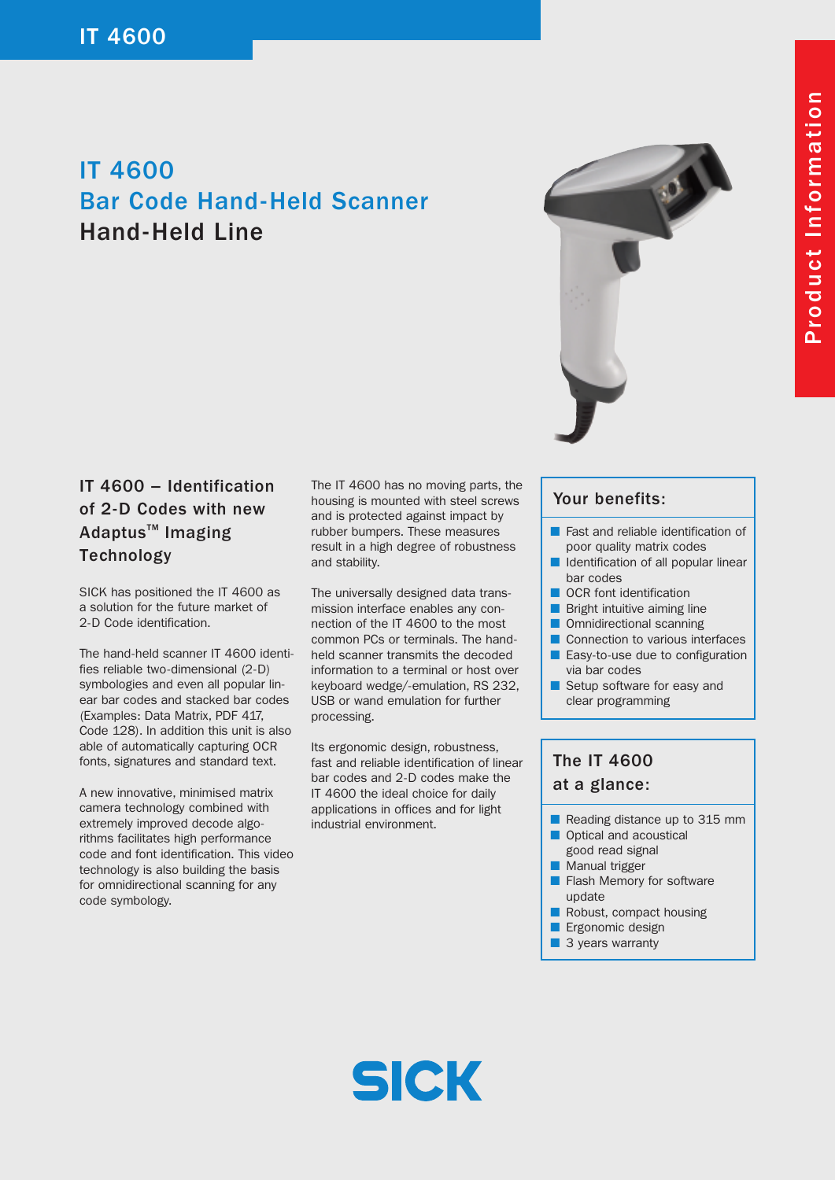# IT 4600

## Bar Code Hand-Held Scanner

## Hand-Held Line

Product Information

### IT 4600 – Identification of 2-D Codes with new Adaptus™ Imaging Technology

SICK has positioned the IT 4600 as a solution for the future market of 2-D Code identification.

The hand-held scanner IT 4600 identifies reliable two-dimensional (2-D) symbologies and even all popular linear bar codes and stacked bar codes (Examples: Data Matrix, PDF 417, Code 128). In addition this unit is also able of automatically capturing OCR fonts, signatures and standard text.

A new innovative, minimised matrix camera technology combined with extremely improved decode algorithms facilitates high performance code and font identification. This video technology is also building the basis for omnidirectional scanning for any code symbology.

The IT 4600 has no moving parts, the housing is mounted with steel screws and is protected against impact by rubber bumpers. These measures result in a high degree of robustness and stability.

The universally designed data transmission interface enables any connection of the IT 4600 to the most common PCs or terminals. The hand-held scanner transmits the decoded information to a terminal or host over keyboard wedge/-emulation, RS 232, USB or wand emulation for further processing.

Its ergonomic design, robustness, fast and reliable identification of linear bar codes and 2-D codes make the IT 4600 the ideal choice for daily applications in offices and for light industrial environment.

### Your benefits:

- Fast and reliable identification of poor quality matrix codes
- Identification of all popular linear bar codes
- OCR font identification
- Bright intuitive aiming line
- Omnidirectional scanning
- Connection to various interfaces
- Easy-to-use due to configuration via bar codes
- Setup software for easy and clear programming

### The IT 4600 at a glance:

- Reading distance up to 315 mm
- Optical and acoustical good read signal
- Manual trigger
- Flash Memory for software update
- Robust, compact housing
- Ergonomic design
- 3 years warranty

SICK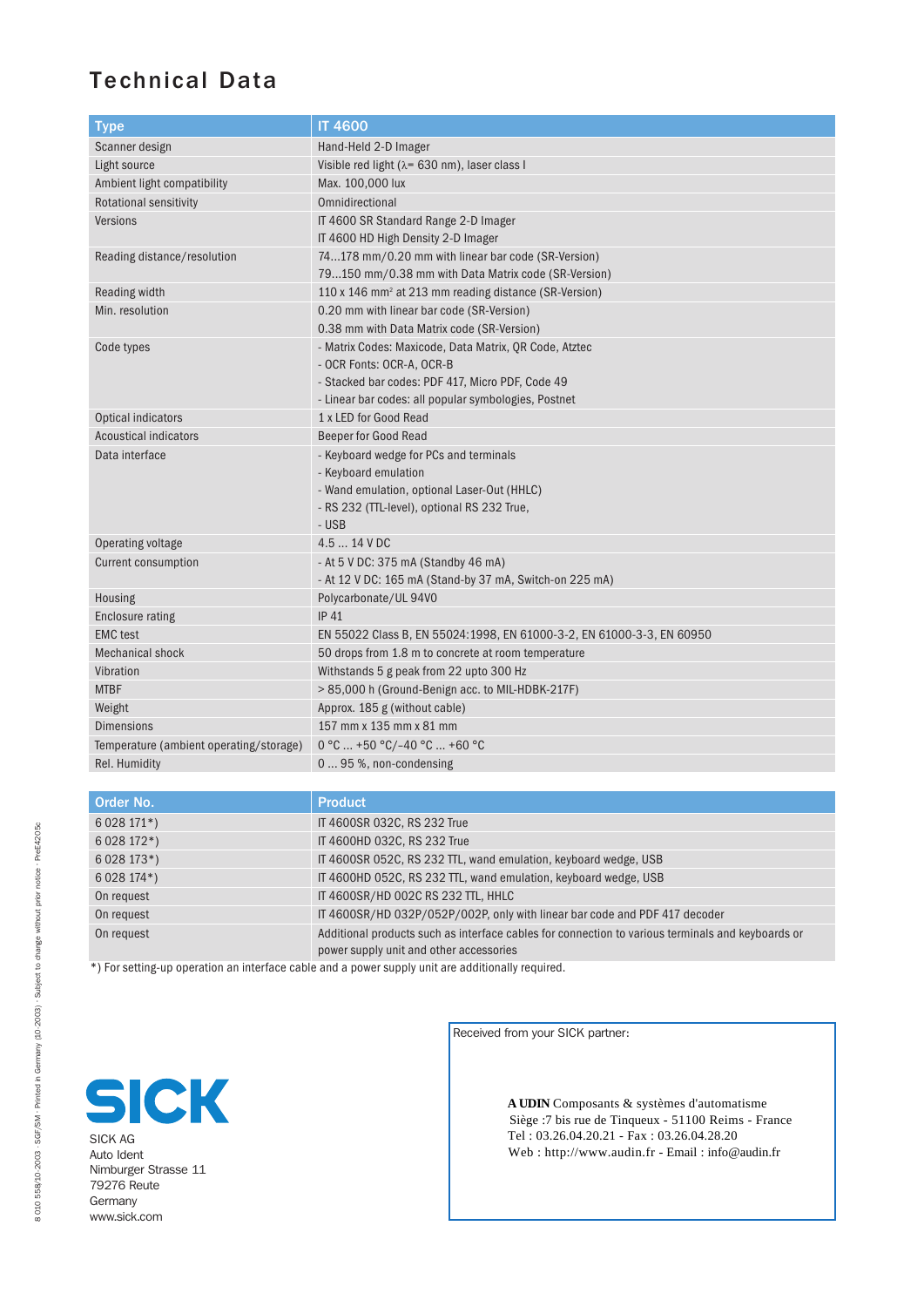# Technical Data

| Type | IT 4600 |
|---|---|
| Scanner design | Hand-Held 2-D Imager |
| Light source | Visible red light (λ= 630 nm), laser class I |
| Ambient light compatibility | Max. 100,000 lux |
| Rotational sensitivity | Omnidirectional |
| Versions | IT 4600 SR Standard Range 2-D Imager<br>IT 4600 HD High Density 2-D Imager |
| Reading distance/resolution | 74…178 mm/0.20 mm with linear bar code (SR-Version)<br>79…150 mm/0.38 mm with Data Matrix code (SR-Version) |
| Reading width | 110 x 146 mm² at 213 mm reading distance (SR-Version) |
| Min. resolution | 0.20 mm with linear bar code (SR-Version)<br>0.38 mm with Data Matrix code (SR-Version) |
| Code types | - Matrix Codes: Maxicode, Data Matrix, QR Code, Atztec<br>- OCR Fonts: OCR-A, OCR-B<br>- Stacked bar codes: PDF 417, Micro PDF, Code 49<br>- Linear bar codes: all popular symbologies, Postnet |
| Optical indicators | 1 x LED for Good Read |
| Acoustical indicators | Beeper for Good Read |
| Data interface | - Keyboard wedge for PCs and terminals<br>- Keyboard emulation<br>- Wand emulation, optional Laser-Out (HHLC)<br>- RS 232 (TTL-level), optional RS 232 True,<br>- USB |
| Operating voltage | 4.5 … 14 V DC |
| Current consumption | - At 5 V DC: 375 mA (Standby 46 mA)<br>- At 12 V DC: 165 mA (Stand-by 37 mA, Switch-on 225 mA) |
| Housing | Polycarbonate/UL 94V0 |
| Enclosure rating | IP 41 |
| EMC test | EN 55022 Class B, EN 55024:1998, EN 61000-3-2, EN 61000-3-3, EN 60950 |
| Mechanical shock | 50 drops from 1.8 m to concrete at room temperature |
| Vibration | Withstands 5 g peak from 22 upto 300 Hz |
| MTBF | > 85,000 h (Ground-Benign acc. to MIL-HDBK-217F) |
| Weight | Approx. 185 g (without cable) |
| Dimensions | 157 mm x 135 mm x 81 mm |
| Temperature (ambient operating/storage) | 0 °C … +50 °C/–40 °C … +60 °C |
| Rel. Humidity | 0 … 95 %, non-condensing |

| Order No. | Product |
|---|---|
| 6 028 171*) | IT 4600SR 032C, RS 232 True |
| 6 028 172*) | IT 4600HD 032C, RS 232 True |
| 6 028 173*) | IT 4600SR 052C, RS 232 TTL, wand emulation, keyboard wedge, USB |
| 6 028 174*) | IT 4600HD 052C, RS 232 TTL, wand emulation, keyboard wedge, USB |
| On request | IT 4600SR/HD 002C RS 232 TTL, HHLC |
| On request | IT 4600SR/HD 032P/052P/002P, only with linear bar code and PDF 417 decoder |
| On request | Additional products such as interface cables for connection to various terminals and keyboards or power supply unit and other accessories |

*) For setting-up operation an interface cable and a power supply unit are additionally required.

SICK

SICK AG
Auto Ident
Nimburger Strasse 11
79276 Reute
Germany
www.sick.com

Received from your SICK partner:

**AUDIN** Composants & systèmes d'automatisme
Siège :7 bis rue de Tinqueux - 51100 Reims - France
Tel : 03.26.04.20.21 - Fax : 03.26.04.28.20
Web : http://www.audin.fr - Email : info@audin.fr

8 010 558/10-2003 · SGF/SM · Printed in Germany (10-2003) · Subject to change without prior notice · PreE4205c